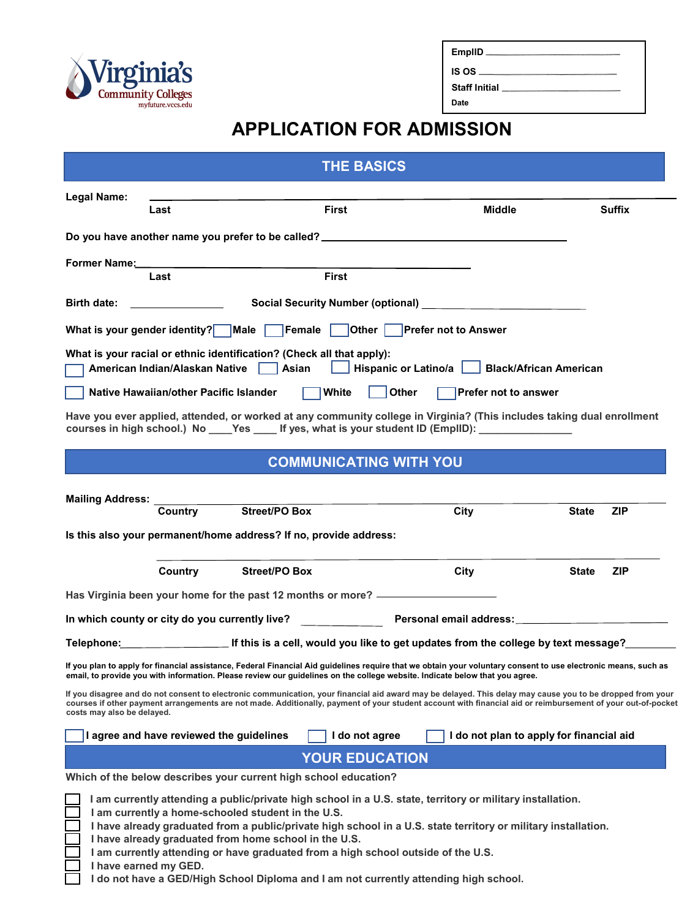Virginia's Community Colleges
myfuture.vccs.edu

EmplID ______________________

IS OS ______________________

Staff Initial ______________________

Date

# APPLICATION FOR ADMISSION

## THE BASICS

**Legal Name:** ____________________________________________________________

Last | First | Middle | Suffix

**Do you have another name you prefer to be called?** ______________________________

**Former Name:** ______________________________________

Last | First

**Birth date:** ______________ **Social Security Number (optional)** ______________________

**What is your gender identity?** ☐ Male ☐ Female ☐ Other ☐ Prefer not to Answer

**What is your racial or ethnic identification? (Check all that apply):**

☐ American Indian/Alaskan Native ☐ Asian ☐ Hispanic or Latino/a ☐ Black/African American

☐ Native Hawaiian/other Pacific Islander ☐ White ☐ Other ☐ Prefer not to answer

**Have you ever applied, attended, or worked at any community college in Virginia? (This includes taking dual enrollment courses in high school.) No ____Yes ____ If yes, what is your student ID (EmplID):** ______________

## COMMUNICATING WITH YOU

**Mailing Address:** ____________________________________________________________

Country | Street/PO Box | City | State | ZIP

**Is this also your permanent/home address? If no, provide address:**

____________________________________________________________

Country | Street/PO Box | City | State | ZIP

**Has Virginia been your home for the past 12 months or more?** ______________

**In which county or city do you currently live?** ______________ **Personal email address:** ______________________

**Telephone:** ______________ **If this is a cell, would you like to get updates from the college by text message?** ________

**If you plan to apply for financial assistance, Federal Financial Aid guidelines require that we obtain your voluntary consent to use electronic means, such as email, to provide you with information. Please review our guidelines on the college website. Indicate below that you agree.**

**If you disagree and do not consent to electronic communication, your financial aid award may be delayed. This delay may cause you to be dropped from your courses if other payment arrangements are not made. Additionally, payment of your student account with financial aid or reimbursement of your out-of-pocket costs may also be delayed.**

☐ I agree and have reviewed the guidelines ☐ I do not agree ☐ I do not plan to apply for financial aid

## YOUR EDUCATION

**Which of the below describes your current high school education?**

☐ I am currently attending a public/private high school in a U.S. state, territory or military installation.
☐ I am currently a home-schooled student in the U.S.
☐ I have already graduated from a public/private high school in a U.S. state territory or military installation.
☐ I have already graduated from home school in the U.S.
☐ I am currently attending or have graduated from a high school outside of the U.S.
☐ I have earned my GED.
☐ I do not have a GED/High School Diploma and I am not currently attending high school.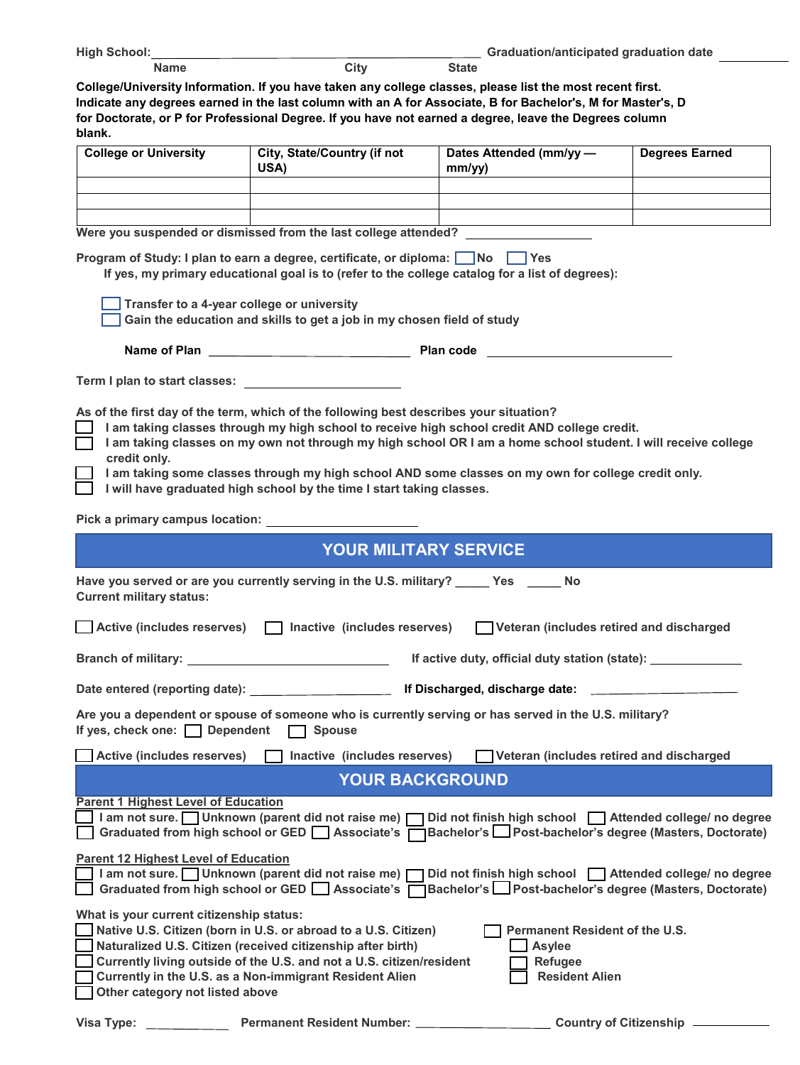High School: ______________________________________________ Graduation/anticipated graduation date __________

Name City State

**College/University Information. If you have taken any college classes, please list the most recent first. Indicate any degrees earned in the last column with an A for Associate, B for Bachelor's, M for Master's, D for Doctorate, or P for Professional Degree. If you have not earned a degree, leave the Degrees column blank.**

| College or University | City, State/Country (if not USA) | Dates Attended (mm/yy — mm/yy) | Degrees Earned |
|---|---|---|---|
| | | | |
| | | | |
| | | | |

Were you suspended or dismissed from the last college attended? __________________

Program of Study: I plan to earn a degree, certificate, or diploma: ☐ No ☐ Yes

If yes, my primary educational goal is to (refer to the college catalog for a list of degrees):

☐ Transfer to a 4-year college or university
☐ Gain the education and skills to get a job in my chosen field of study

Name of Plan ______________________________ Plan code ______________________________

Term I plan to start classes: ____________________

As of the first day of the term, which of the following best describes your situation?

☐ I am taking classes through my high school to receive high school credit AND college credit.
☐ I am taking classes on my own not through my high school OR I am a home school student. I will receive college credit only.
☐ I am taking some classes through my high school AND some classes on my own for college credit only.
☐ I will have graduated high school by the time I start taking classes.

Pick a primary campus location: ____________________

## YOUR MILITARY SERVICE

Have you served or are you currently serving in the U.S. military? _____ Yes _____ No

Current military status:

☐ Active (includes reserves) ☐ Inactive (includes reserves) ☐ Veteran (includes retired and discharged

Branch of military: ______________________________ If active duty, official duty station (state): ______________

Date entered (reporting date): ____________________ If Discharged, discharge date: ____________________

Are you a dependent or spouse of someone who is currently serving or has served in the U.S. military?

If yes, check one: ☐ Dependent ☐ Spouse

☐ Active (includes reserves) ☐ Inactive (includes reserves) ☐ Veteran (includes retired and discharged

## YOUR BACKGROUND

Parent 1 Highest Level of Education

☐ I am not sure. ☐ Unknown (parent did not raise me) ☐ Did not finish high school ☐ Attended college/ no degree
☐ Graduated from high school or GED ☐ Associate's ☐ Bachelor's ☐ Post-bachelor's degree (Masters, Doctorate)

Parent 12 Highest Level of Education

☐ I am not sure. ☐ Unknown (parent did not raise me) ☐ Did not finish high school ☐ Attended college/ no degree
☐ Graduated from high school or GED ☐ Associate's ☐ Bachelor's ☐ Post-bachelor's degree (Masters, Doctorate)

What is your current citizenship status:

☐ Native U.S. Citizen (born in U.S. or abroad to a U.S. Citizen)
☐ Naturalized U.S. Citizen (received citizenship after birth)
☐ Currently living outside of the U.S. and not a U.S. citizen/resident
☐ Currently in the U.S. as a Non-immigrant Resident Alien
☐ Other category not listed above

☐ Permanent Resident of the U.S.
☐ Asylee
☐ Refugee
☐ Resident Alien

Visa Type: ____________ Permanent Resident Number: ____________________ Country of Citizenship ____________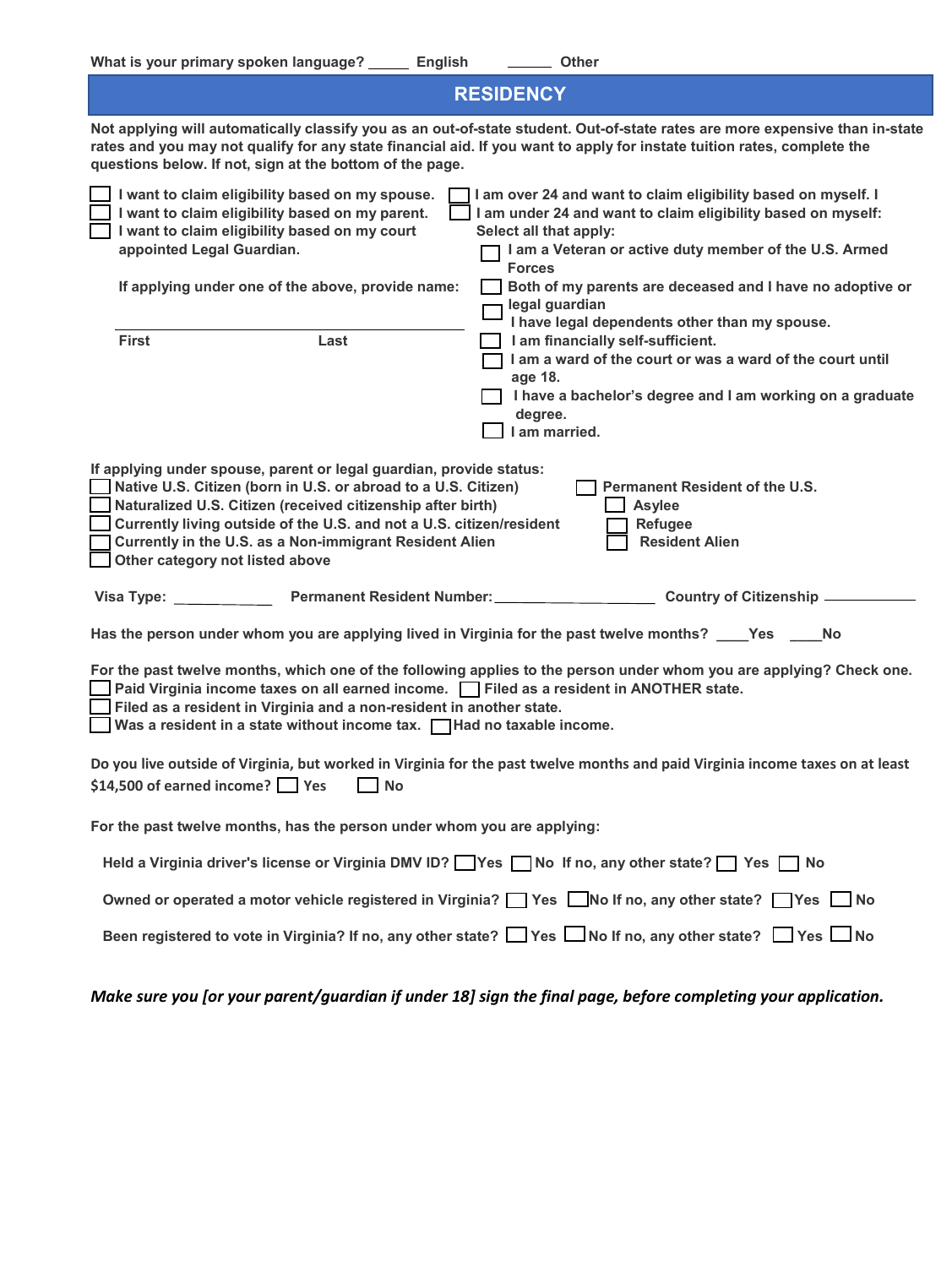What is your primary spoken language? _____ English _____ Other

## RESIDENCY

**Not applying will automatically classify you as an out-of-state student. Out-of-state rates are more expensive than in-state rates and you may not qualify for any state financial aid. If you want to apply for instate tuition rates, complete the questions below. If not, sign at the bottom of the page.**

- ☐ I want to claim eligibility based on my spouse.
- ☐ I want to claim eligibility based on my parent.
- ☐ I want to claim eligibility based on my court appointed Legal Guardian.

If applying under one of the above, provide name:

_______________________________________

First Last

- ☐ I am over 24 and want to claim eligibility based on myself. I
- ☐ I am under 24 and want to claim eligibility based on myself:

Select all that apply:

- ☐ I am a Veteran or active duty member of the U.S. Armed Forces
- ☐ Both of my parents are deceased and I have no adoptive or legal guardian
- ☐ I have legal dependents other than my spouse.
- ☐ I am financially self-sufficient.
- ☐ I am a ward of the court or was a ward of the court until age 18.
- ☐ I have a bachelor's degree and I am working on a graduate degree.
- ☐ I am married.

If applying under spouse, parent or legal guardian, provide status:

- ☐ Native U.S. Citizen (born in U.S. or abroad to a U.S. Citizen)
- ☐ Naturalized U.S. Citizen (received citizenship after birth)
- ☐ Currently living outside of the U.S. and not a U.S. citizen/resident
- ☐ Currently in the U.S. as a Non-immigrant Resident Alien
- ☐ Other category not listed above
- ☐ Permanent Resident of the U.S.
  - ☐ Asylee
  - ☐ Refugee
  - ☐ Resident Alien

Visa Type: ___________ Permanent Resident Number: ____________________ Country of Citizenship ___________

Has the person under whom you are applying lived in Virginia for the past twelve months? ____Yes ____No

For the past twelve months, which one of the following applies to the person under whom you are applying? Check one.

- ☐ Paid Virginia income taxes on all earned income.
- ☐ Filed as a resident in ANOTHER state.
- ☐ Filed as a resident in Virginia and a non-resident in another state.
- ☐ Was a resident in a state without income tax.
- ☐ Had no taxable income.

Do you live outside of Virginia, but worked in Virginia for the past twelve months and paid Virginia income taxes on at least $14,500 of earned income? ☐ Yes ☐ No

For the past twelve months, has the person under whom you are applying:

Held a Virginia driver's license or Virginia DMV ID? ☐ Yes ☐ No If no, any other state? ☐ Yes ☐ No

Owned or operated a motor vehicle registered in Virginia? ☐ Yes ☐ No If no, any other state? ☐ Yes ☐ No

Been registered to vote in Virginia? If no, any other state? ☐ Yes ☐ No If no, any other state? ☐ Yes ☐ No

*Make sure you [or your parent/guardian if under 18] sign the final page, before completing your application.*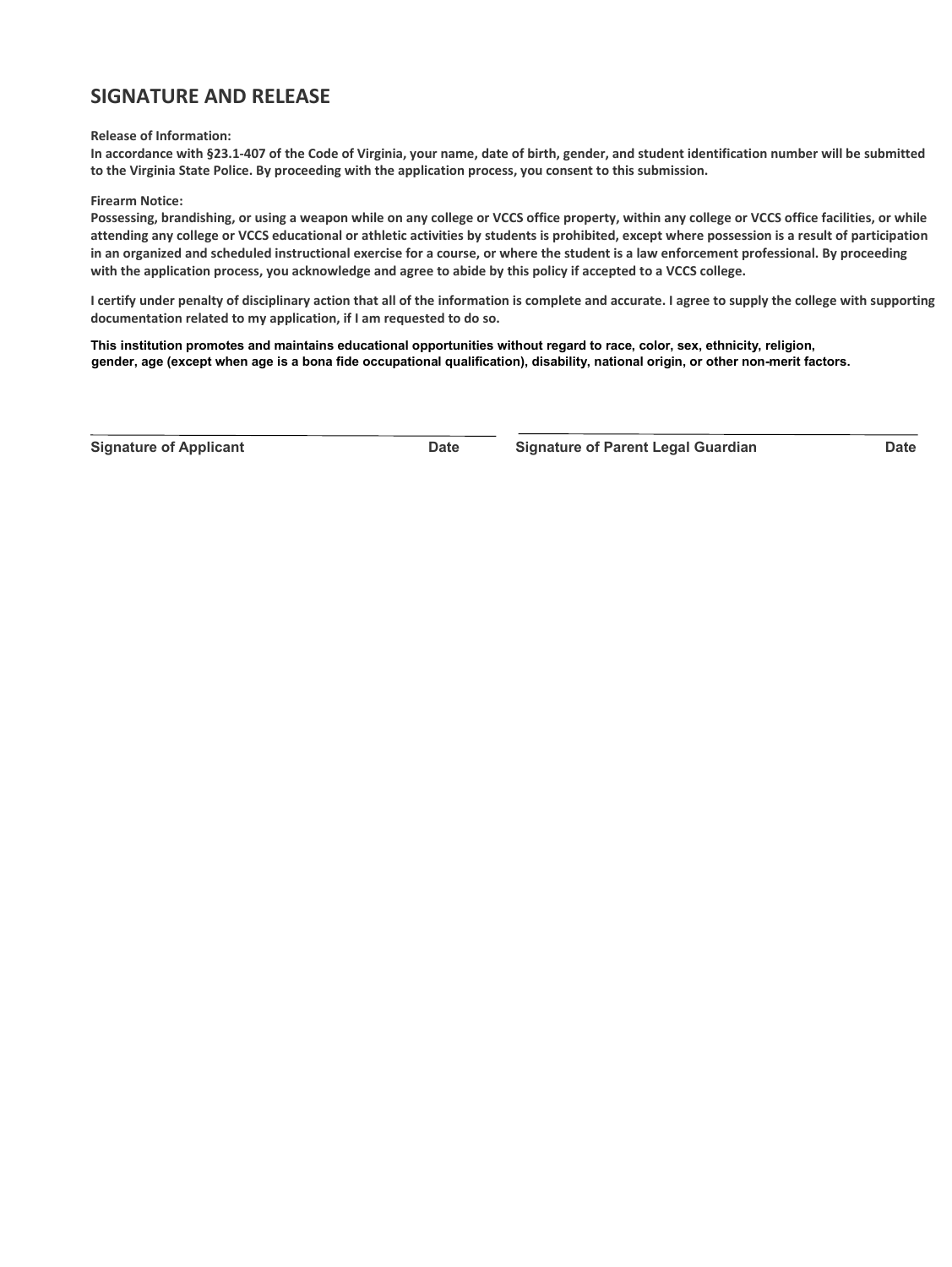## SIGNATURE AND RELEASE

**Release of Information:**

**In accordance with §23.1-407 of the Code of Virginia, your name, date of birth, gender, and student identification number will be submitted to the Virginia State Police. By proceeding with the application process, you consent to this submission.**

**Firearm Notice:**

**Possessing, brandishing, or using a weapon while on any college or VCCS office property, within any college or VCCS office facilities, or while attending any college or VCCS educational or athletic activities by students is prohibited, except where possession is a result of participation in an organized and scheduled instructional exercise for a course, or where the student is a law enforcement professional. By proceeding with the application process, you acknowledge and agree to abide by this policy if accepted to a VCCS college.**

**I certify under penalty of disciplinary action that all of the information is complete and accurate. I agree to supply the college with supporting documentation related to my application, if I am requested to do so.**

**This institution promotes and maintains educational opportunities without regard to race, color, sex, ethnicity, religion, gender, age (except when age is a bona fide occupational qualification), disability, national origin, or other non-merit factors.**

______________________________________________ &nbsp;&nbsp;&nbsp;&nbsp; ______________________________________________

**Signature of Applicant** &nbsp;&nbsp;&nbsp;&nbsp; **Date** &nbsp;&nbsp;&nbsp;&nbsp; **Signature of Parent Legal Guardian** &nbsp;&nbsp;&nbsp;&nbsp; **Date**